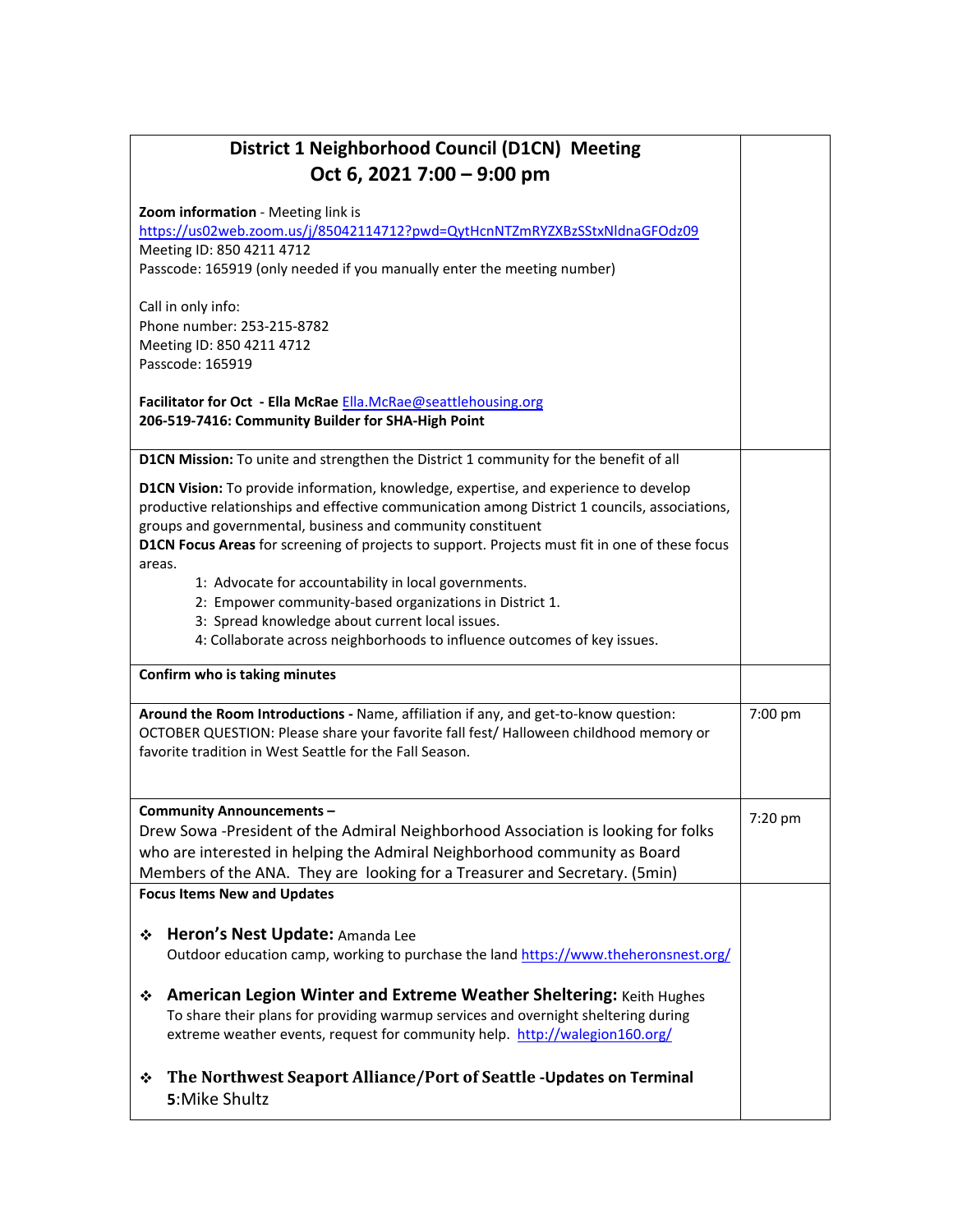# District 1 Neighborhood Council (D1CN) Meeting

## Oct 6, 2021 7:00 – 9:00 pm

**Zoom information** - Meeting link is
https://us02web.zoom.us/j/85042114712?pwd=QytHcnNTZmRYZXBzSStxNldnaGFOdz09
Meeting ID: 850 4211 4712
Passcode: 165919 (only needed if you manually enter the meeting number)

Call in only info:
Phone number: 253-215-8782
Meeting ID: 850 4211 4712
Passcode: 165919

**Facilitator for Oct - Ella McRae** Ella.McRae@seattlehousing.org
**206-519-7416: Community Builder for SHA-High Point**

| | |
|---|---|
| **D1CN Mission:** To unite and strengthen the District 1 community for the benefit of all<br><br>**D1CN Vision:** To provide information, knowledge, expertise, and experience to develop productive relationships and effective communication among District 1 councils, associations, groups and governmental, business and community constituent<br>**D1CN Focus Areas** for screening of projects to support. Projects must fit in one of these focus areas.<br>1: Advocate for accountability in local governments.<br>2: Empower community-based organizations in District 1.<br>3: Spread knowledge about current local issues.<br>4: Collaborate across neighborhoods to influence outcomes of key issues. | |
| **Confirm who is taking minutes** | |
| **Around the Room Introductions -** Name, affiliation if any, and get-to-know question: OCTOBER QUESTION: Please share your favorite fall fest/ Halloween childhood memory or favorite tradition in West Seattle for the Fall Season. | 7:00 pm |
| **Community Announcements –**<br>Drew Sowa -President of the Admiral Neighborhood Association is looking for folks who are interested in helping the Admiral Neighborhood community as Board Members of the ANA. They are looking for a Treasurer and Secretary. (5min) | 7:20 pm |
| **Focus Items New and Updates**<br><br>❖ **Heron's Nest Update:** Amanda Lee<br>Outdoor education camp, working to purchase the land https://www.theheronsnest.org/<br><br>❖ **American Legion Winter and Extreme Weather Sheltering:** Keith Hughes<br>To share their plans for providing warmup services and overnight sheltering during extreme weather events, request for community help. http://walegion160.org/<br><br>❖ **The Northwest Seaport Alliance/Port of Seattle -Updates on Terminal 5**:Mike Shultz | |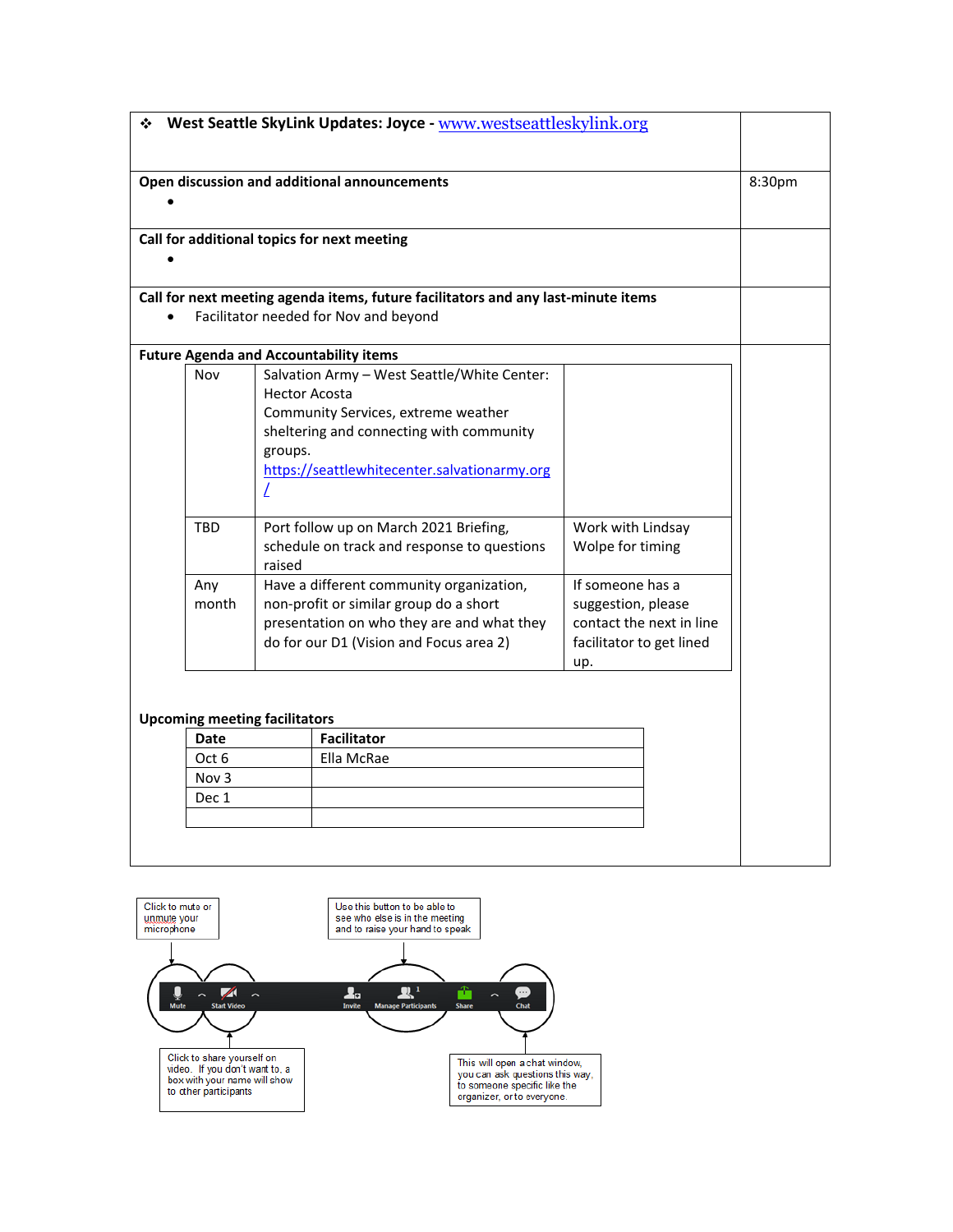| | |
|---|---|
| ❖ **West Seattle SkyLink Updates: Joyce -** www.westseattleskylink.org | |
| **Open discussion and additional announcements**<br>• | 8:30pm |
| **Call for additional topics for next meeting**<br>• | |
| **Call for next meeting agenda items, future facilitators and any last-minute items**<br>• Facilitator needed for Nov and beyond | |

**Future Agenda and Accountability items**

| | | |
|---|---|---|
| Nov | Salvation Army – West Seattle/White Center: Hector Acosta<br>Community Services, extreme weather sheltering and connecting with community groups.<br>https://seattlewhitecenter.salvationarmy.org/ | |
| TBD | Port follow up on March 2021 Briefing, schedule on track and response to questions raised | Work with Lindsay Wolpe for timing |
| Any month | Have a different community organization, non-profit or similar group do a short presentation on who they are and what they do for our D1 (Vision and Focus area 2) | If someone has a suggestion, please contact the next in line facilitator to get lined up. |

**Upcoming meeting facilitators**

| Date | Facilitator |
|---|---|
| Oct 6 | Ella McRae |
| Nov 3 | |
| Dec 1 | |
| | |

Click to mute or unmute your microphone

Use this button to be able to see who else is in the meeting and to raise your hand to speak

Mute | Start Video | Invite | Manage Participants | Share | Chat

Click to share yourself on video. If you don't want to, a box with your name will show to other participants

This will open a chat window, you can ask questions this way, to someone specific like the organizer, or to everyone.